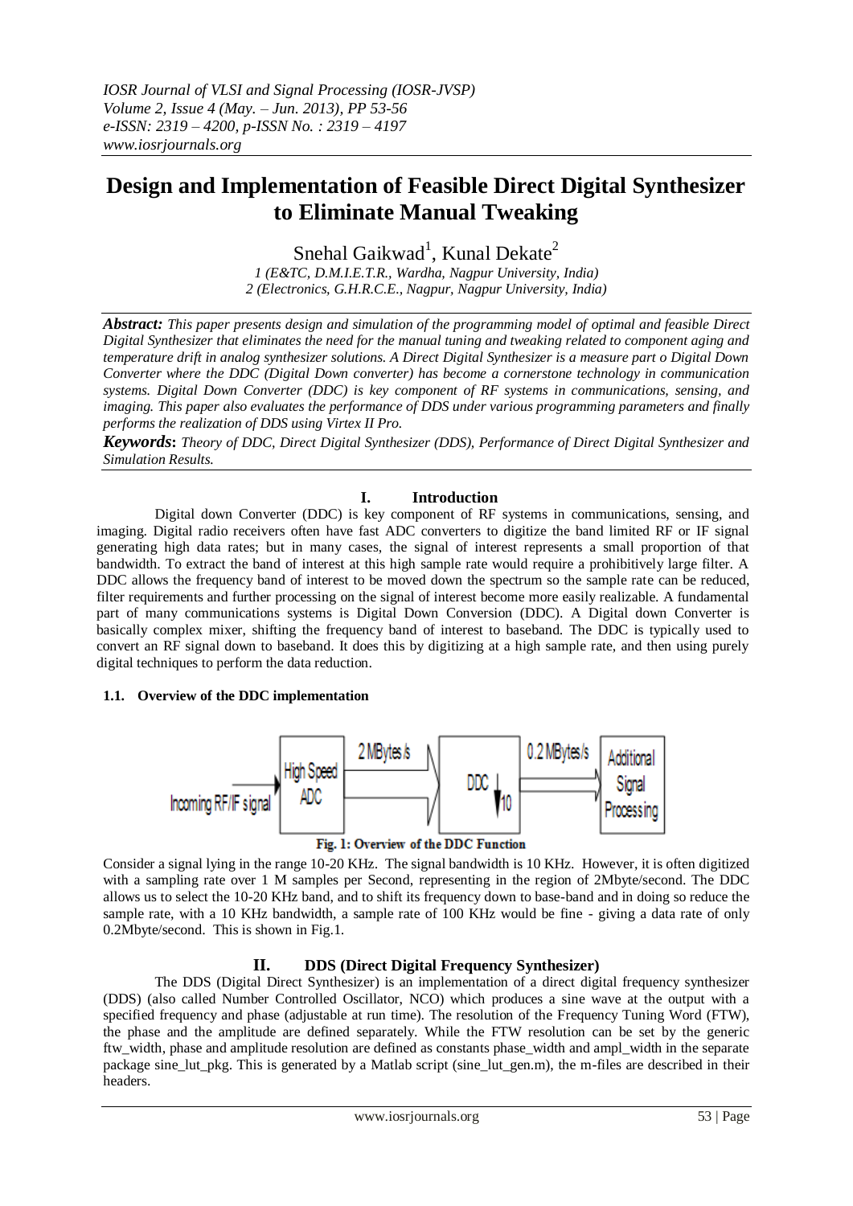# Design and Implementation of Feasible Direct Digital Synthesizer to Eliminate Manual Tweaking

Snehal Gaikwad[1], Kunal Dekate[2]

*1 (E&TC, D.M.I.E.T.R., Wardha, Nagpur University, India)*
*2 (Electronics, G.H.R.C.E., Nagpur, Nagpur University, India)*

***Abstract:*** *This paper presents design and simulation of the programming model of optimal and feasible Direct Digital Synthesizer that eliminates the need for the manual tuning and tweaking related to component aging and temperature drift in analog synthesizer solutions. A Direct Digital Synthesizer is a measure part o Digital Down Converter where the DDC (Digital Down converter) has become a cornerstone technology in communication systems. Digital Down Converter (DDC) is key component of RF systems in communications, sensing, and imaging. This paper also evaluates the performance of DDS under various programming parameters and finally performs the realization of DDS using Virtex II Pro.*

***Keywords:*** *Theory of DDC, Direct Digital Synthesizer (DDS), Performance of Direct Digital Synthesizer and Simulation Results.*

## I. Introduction

Digital down Converter (DDC) is key component of RF systems in communications, sensing, and imaging. Digital radio receivers often have fast ADC converters to digitize the band limited RF or IF signal generating high data rates; but in many cases, the signal of interest represents a small proportion of that bandwidth. To extract the band of interest at this high sample rate would require a prohibitively large filter. A DDC allows the frequency band of interest to be moved down the spectrum so the sample rate can be reduced, filter requirements and further processing on the signal of interest become more easily realizable. A fundamental part of many communications systems is Digital Down Conversion (DDC). A Digital down Converter is basically complex mixer, shifting the frequency band of interest to baseband. The DDC is typically used to convert an RF signal down to baseband. It does this by digitizing at a high sample rate, and then using purely digital techniques to perform the data reduction.

### 1.1. Overview of the DDC implementation

Incoming RF/IF signal → High Speed ADC → 2 MBytes/s → DDC ↓10 → 0.2 MBytes/s → Additional Signal Processing

**Fig. 1: Overview of the DDC Function**

Consider a signal lying in the range 10-20 KHz. The signal bandwidth is 10 KHz. However, it is often digitized with a sampling rate over 1 M samples per Second, representing in the region of 2Mbyte/second. The DDC allows us to select the 10-20 KHz band, and to shift its frequency down to base-band and in doing so reduce the sample rate, with a 10 KHz bandwidth, a sample rate of 100 KHz would be fine - giving a data rate of only 0.2Mbyte/second. This is shown in Fig.1.

## II. DDS (Direct Digital Frequency Synthesizer)

The DDS (Digital Direct Synthesizer) is an implementation of a direct digital frequency synthesizer (DDS) (also called Number Controlled Oscillator, NCO) which produces a sine wave at the output with a specified frequency and phase (adjustable at run time). The resolution of the Frequency Tuning Word (FTW), the phase and the amplitude are defined separately. While the FTW resolution can be set by the generic ftw_width, phase and amplitude resolution are defined as constants phase_width and ampl_width in the separate package sine_lut_pkg. This is generated by a Matlab script (sine_lut_gen.m), the m-files are described in their headers.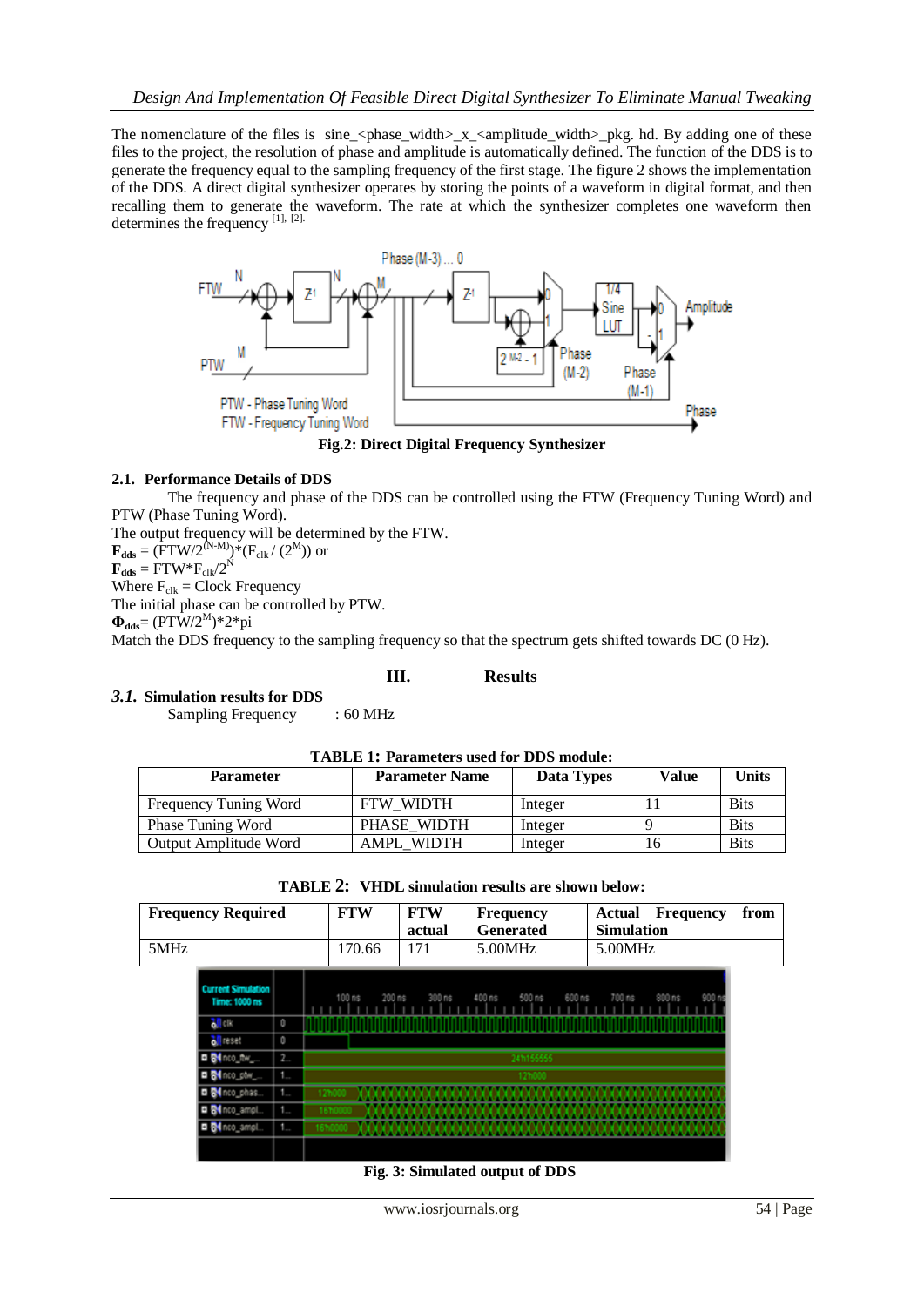The nomenclature of the files is sine_<phase_width>_x_<amplitude_width>_pkg. hd. By adding one of these files to the project, the resolution of phase and amplitude is automatically defined. The function of the DDS is to generate the frequency equal to the sampling frequency of the first stage. The figure 2 shows the implementation of the DDS. A direct digital synthesizer operates by storing the points of a waveform in digital format, and then recalling them to generate the waveform. The rate at which the synthesizer completes one waveform then determines the frequency [1], [2].

**Fig.2: Direct Digital Frequency Synthesizer**

### 2.1. Performance Details of DDS

The frequency and phase of the DDS can be controlled using the FTW (Frequency Tuning Word) and PTW (Phase Tuning Word).

The output frequency will be determined by the FTW.

$\mathbf{F_{dds}} = (FTW/2^{(N-M)})*(F_{clk}/(2^{M}))$ or

$\mathbf{F_{dds}} = FTW*F_{clk}/2^{N}$

Where $F_{clk}$ = Clock Frequency

The initial phase can be controlled by PTW.

$\mathbf{\Phi_{dds}} = (PTW/2^{M})*2*pi$

Match the DDS frequency to the sampling frequency so that the spectrum gets shifted towards DC (0 Hz).

## III. Results

### *3.1.* Simulation results for DDS

Sampling Frequency : 60 MHz

**TABLE 1: Parameters used for DDS module:**

| Parameter | Parameter Name | Data Types | Value | Units |
|---|---|---|---|---|
| Frequency Tuning Word | FTW_WIDTH | Integer | 11 | Bits |
| Phase Tuning Word | PHASE_WIDTH | Integer | 9 | Bits |
| Output Amplitude Word | AMPL_WIDTH | Integer | 16 | Bits |

**TABLE 2: VHDL simulation results are shown below:**

| Frequency Required | FTW | FTW actual | Frequency Generated | Actual Frequency from Simulation |
|---|---|---|---|---|
| 5MHz | 170.66 | 171 | 5.00MHz | 5.00MHz |

**Fig. 3: Simulated output of DDS**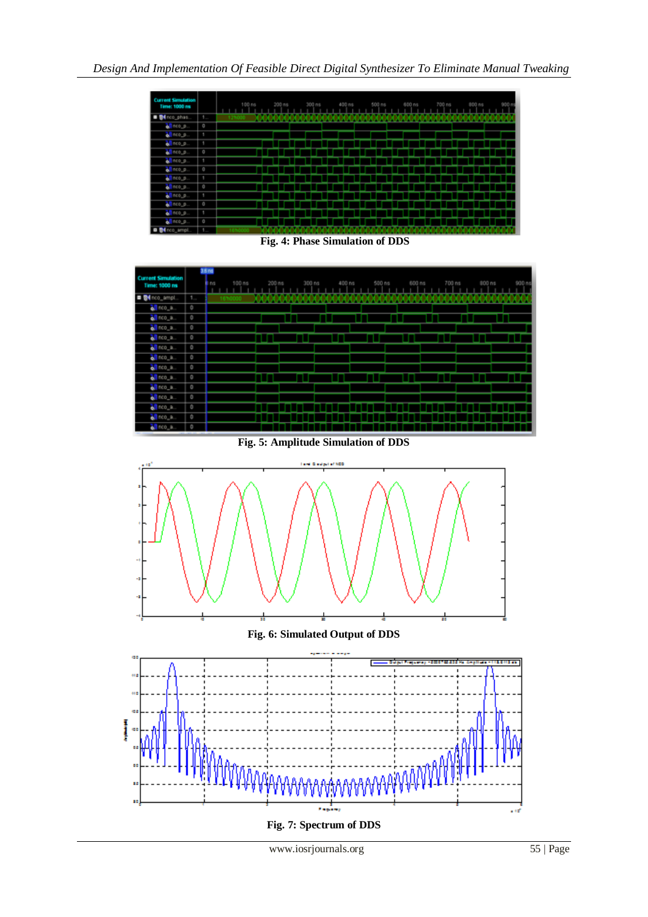Fig. 4: Phase Simulation of DDS

Fig. 5: Amplitude Simulation of DDS

Fig. 6: Simulated Output of DDS

Fig. 7: Spectrum of DDS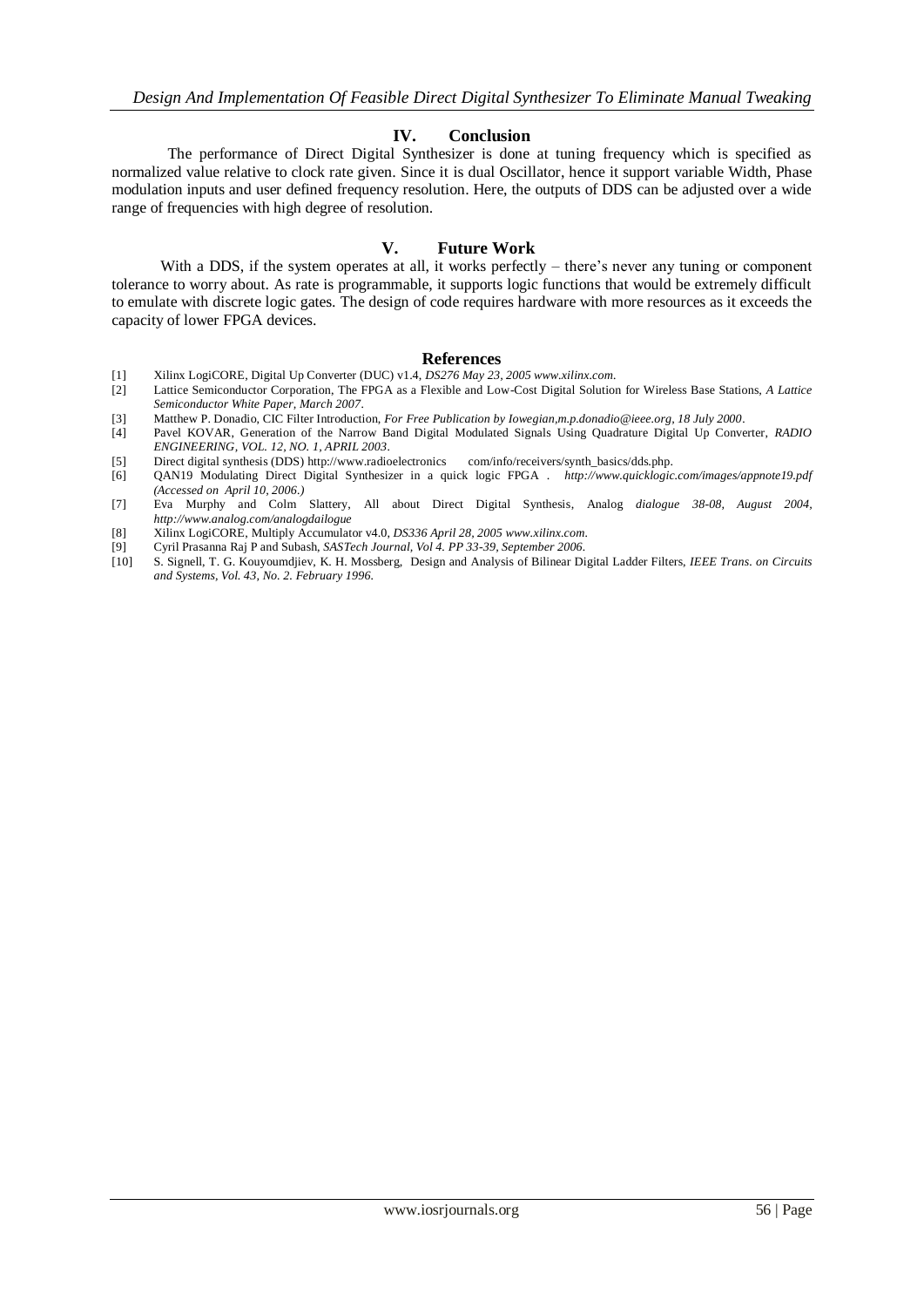## IV. Conclusion

The performance of Direct Digital Synthesizer is done at tuning frequency which is specified as normalized value relative to clock rate given. Since it is dual Oscillator, hence it support variable Width, Phase modulation inputs and user defined frequency resolution. Here, the outputs of DDS can be adjusted over a wide range of frequencies with high degree of resolution.

## V. Future Work

With a DDS, if the system operates at all, it works perfectly – there's never any tuning or component tolerance to worry about. As rate is programmable, it supports logic functions that would be extremely difficult to emulate with discrete logic gates. The design of code requires hardware with more resources as it exceeds the capacity of lower FPGA devices.

## References

[1] Xilinx LogiCORE, Digital Up Converter (DUC) v1.4, *DS276 May 23, 2005 www.xilinx.com*.

[2] Lattice Semiconductor Corporation, The FPGA as a Flexible and Low-Cost Digital Solution for Wireless Base Stations, *A Lattice Semiconductor White Paper, March 2007*.

[3] Matthew P. Donadio, CIC Filter Introduction, *For Free Publication by Iowegian,m.p.donadio@ieee.org, 18 July 2000*.

[4] Pavel KOVAR, Generation of the Narrow Band Digital Modulated Signals Using Quadrature Digital Up Converter, *RADIO ENGINEERING, VOL. 12, NO. 1, APRIL 2003*.

[5] Direct digital synthesis (DDS) http://www.radioelectronics com/info/receivers/synth_basics/dds.php.

[6] QAN19 Modulating Direct Digital Synthesizer in a quick logic FPGA . *http://www.quicklogic.com/images/appnote19.pdf (Accessed on April 10, 2006.)*

[7] Eva Murphy and Colm Slattery, All about Direct Digital Synthesis, Analog *dialogue 38-08, August 2004, http://www.analog.com/analogdailogue*

[8] Xilinx LogiCORE, Multiply Accumulator v4.0, *DS336 April 28, 2005 www.xilinx.com*.

[9] Cyril Prasanna Raj P and Subash, *SASTech Journal, Vol 4. PP 33-39, September 2006*.

[10] S. Signell, T. G. Kouyoumdjiev, K. H. Mossberg, Design and Analysis of Bilinear Digital Ladder Filters, *IEEE Trans. on Circuits and Systems, Vol. 43, No. 2. February 1996*.